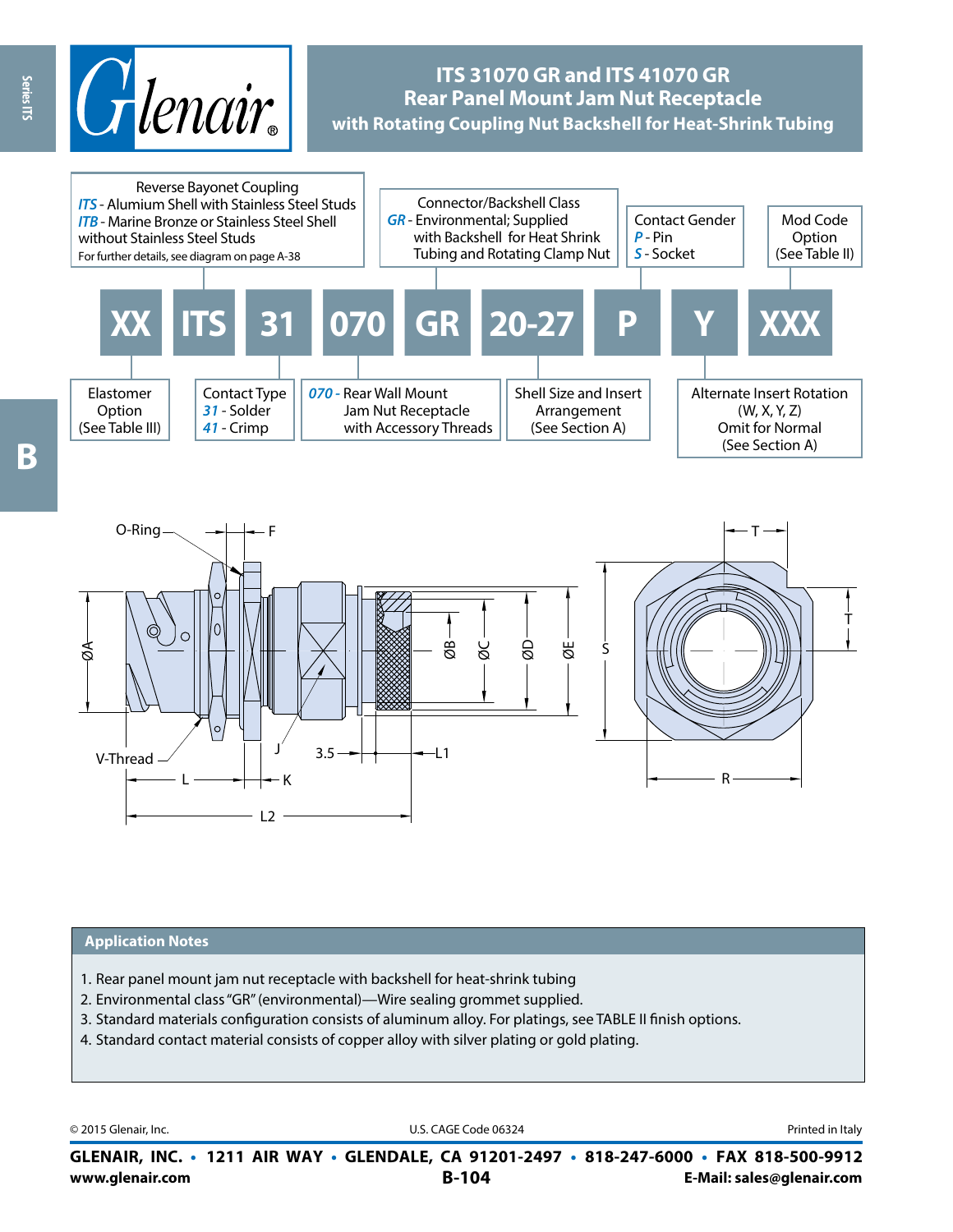# ITS 31070 GR and ITS 41070 GR
## Rear Panel Mount Jam Nut Receptacle
### with Rotating Coupling Nut Backshell for Heat-Shrink Tubing

| XX | ITS | 31 | 070 | GR | 20-27 | P | Y | XXX |
|---|---|---|---|---|---|---|---|---|

- **XX** – Elastomer Option (See Table III)
- **ITS** – Reverse Bayonet Coupling
  - *ITS* - Alumium Shell with Stainless Steel Studs
  - *ITB* - Marine Bronze or Stainless Steel Shell without Stainless Steel Studs
  - For further details, see diagram on page A-38
- **31** – Contact Type
  - *31* - Solder
  - *41* - Crimp
- **070** – *070* - Rear Wall Mount Jam Nut Receptacle with Accessory Threads
- **GR** – Connector/Backshell Class
  - *GR* - Environmental; Supplied with Backshell for Heat Shrink Tubing and Rotating Clamp Nut
- **20-27** – Shell Size and Insert Arrangement (See Section A)
- **P** – Contact Gender
  - *P* - Pin
  - *S* - Socket
- **Y** – Alternate Insert Rotation (W, X, Y, Z) Omit for Normal (See Section A)
- **XXX** – Mod Code Option (See Table II)

O-Ring, F, V-Thread, ØA, J, L, K, L2, 3.5, L1, ØB, ØC, ØD, ØE, S, T, R

## Application Notes

1. Rear panel mount jam nut receptacle with backshell for heat-shrink tubing
2. Environmental class "GR" (environmental)—Wire sealing grommet supplied.
3. Standard materials configuration consists of aluminum alloy. For platings, see TABLE II finish options.
4. Standard contact material consists of copper alloy with silver plating or gold plating.

© 2015 Glenair, Inc. U.S. CAGE Code 06324 Printed in Italy

**GLENAIR, INC. • 1211 AIR WAY • GLENDALE, CA 91201-2497 • 818-247-6000 • FAX 818-500-9912**
**www.glenair.com** **E-Mail: sales@glenair.com**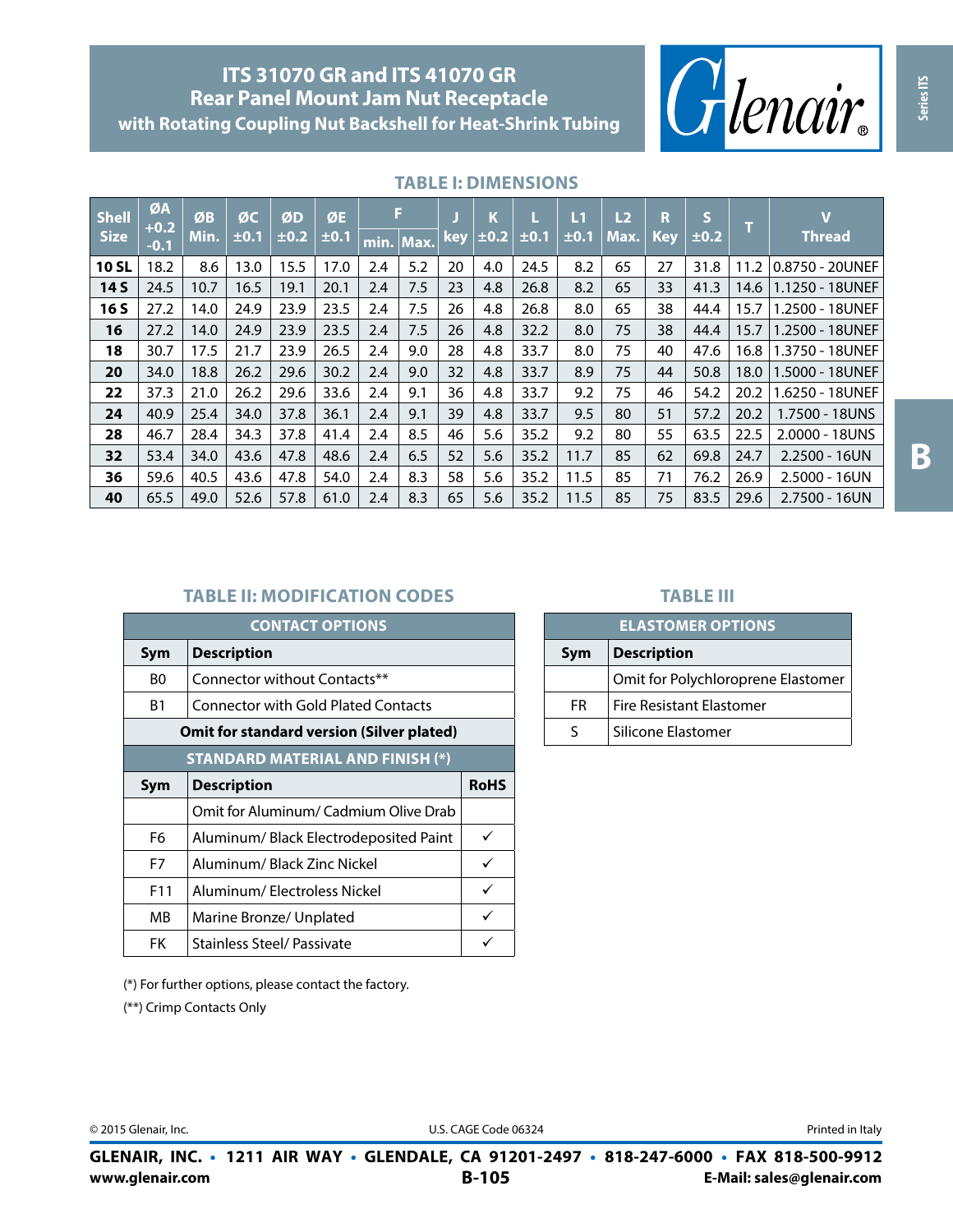# ITS 31070 GR and ITS 41070 GR Rear Panel Mount Jam Nut Receptacle with Rotating Coupling Nut Backshell for Heat-Shrink Tubing

## TABLE I: DIMENSIONS

| Shell Size | ØA +0.2 -0.1 | ØB Min. | ØC ±0.1 | ØD ±0.2 | ØE ±0.1 | F | | J key | K ±0.2 | L ±0.1 | L1 ±0.1 | L2 Max. | R Key | S ±0.2 | T | V Thread |
|---|---|---|---|---|---|---|---|---|---|---|---|---|---|---|---|---|
| | | | | | | min. | Max. | | | | | | | | | |
| **10 SL** | 18.2 | 8.6 | 13.0 | 15.5 | 17.0 | 2.4 | 5.2 | 20 | 4.0 | 24.5 | 8.2 | 65 | 27 | 31.8 | 11.2 | 0.8750 - 20UNEF |
| **14 S** | 24.5 | 10.7 | 16.5 | 19.1 | 20.1 | 2.4 | 7.5 | 23 | 4.8 | 26.8 | 8.2 | 65 | 33 | 41.3 | 14.6 | 1.1250 - 18UNEF |
| **16 S** | 27.2 | 14.0 | 24.9 | 23.9 | 23.5 | 2.4 | 7.5 | 26 | 4.8 | 26.8 | 8.0 | 65 | 38 | 44.4 | 15.7 | 1.2500 - 18UNEF |
| **16** | 27.2 | 14.0 | 24.9 | 23.9 | 23.5 | 2.4 | 7.5 | 26 | 4.8 | 32.2 | 8.0 | 75 | 38 | 44.4 | 15.7 | 1.2500 - 18UNEF |
| **18** | 30.7 | 17.5 | 21.7 | 23.9 | 26.5 | 2.4 | 9.0 | 28 | 4.8 | 33.7 | 8.0 | 75 | 40 | 47.6 | 16.8 | 1.3750 - 18UNEF |
| **20** | 34.0 | 18.8 | 26.2 | 29.6 | 30.2 | 2.4 | 9.0 | 32 | 4.8 | 33.7 | 8.9 | 75 | 44 | 50.8 | 18.0 | 1.5000 - 18UNEF |
| **22** | 37.3 | 21.0 | 26.2 | 29.6 | 33.6 | 2.4 | 9.1 | 36 | 4.8 | 33.7 | 9.2 | 75 | 46 | 54.2 | 20.2 | 1.6250 - 18UNEF |
| **24** | 40.9 | 25.4 | 34.0 | 37.8 | 36.1 | 2.4 | 9.1 | 39 | 4.8 | 33.7 | 9.5 | 80 | 51 | 57.2 | 20.2 | 1.7500 - 18UNS |
| **28** | 46.7 | 28.4 | 34.3 | 37.8 | 41.4 | 2.4 | 8.5 | 46 | 5.6 | 35.2 | 9.2 | 80 | 55 | 63.5 | 22.5 | 2.0000 - 18UNS |
| **32** | 53.4 | 34.0 | 43.6 | 47.8 | 48.6 | 2.4 | 6.5 | 52 | 5.6 | 35.2 | 11.7 | 85 | 62 | 69.8 | 24.7 | 2.2500 - 16UN |
| **36** | 59.6 | 40.5 | 43.6 | 47.8 | 54.0 | 2.4 | 8.3 | 58 | 5.6 | 35.2 | 11.5 | 85 | 71 | 76.2 | 26.9 | 2.5000 - 16UN |
| **40** | 65.5 | 49.0 | 52.6 | 57.8 | 61.0 | 2.4 | 8.3 | 65 | 5.6 | 35.2 | 11.5 | 85 | 75 | 83.5 | 29.6 | 2.7500 - 16UN |

## TABLE II: MODIFICATION CODES

| CONTACT OPTIONS | | |
|---|---|---|
| **Sym** | **Description** | |
| B0 | Connector without Contacts** | |
| B1 | Connector with Gold Plated Contacts | |
| **Omit for standard version (Silver plated)** | | |
| **STANDARD MATERIAL AND FINISH (*)** | | |
| **Sym** | **Description** | **RoHS** |
| | Omit for Aluminum/ Cadmium Olive Drab | |
| F6 | Aluminum/ Black Electrodeposited Paint | ✓ |
| F7 | Aluminum/ Black Zinc Nickel | ✓ |
| F11 | Aluminum/ Electroless Nickel | ✓ |
| MB | Marine Bronze/ Unplated | ✓ |
| FK | Stainless Steel/ Passivate | ✓ |

(*) For further options, please contact the factory.

(**) Crimp Contacts Only

## TABLE III

| ELASTOMER OPTIONS | |
|---|---|
| **Sym** | **Description** |
| | Omit for Polychloroprene Elastomer |
| FR | Fire Resistant Elastomer |
| S | Silicone Elastomer |

© 2015 Glenair, Inc. U.S. CAGE Code 06324 Printed in Italy

**GLENAIR, INC. • 1211 AIR WAY • GLENDALE, CA 91201-2497 • 818-247-6000 • FAX 818-500-9912**

**www.glenair.com** **E-Mail: sales@glenair.com**